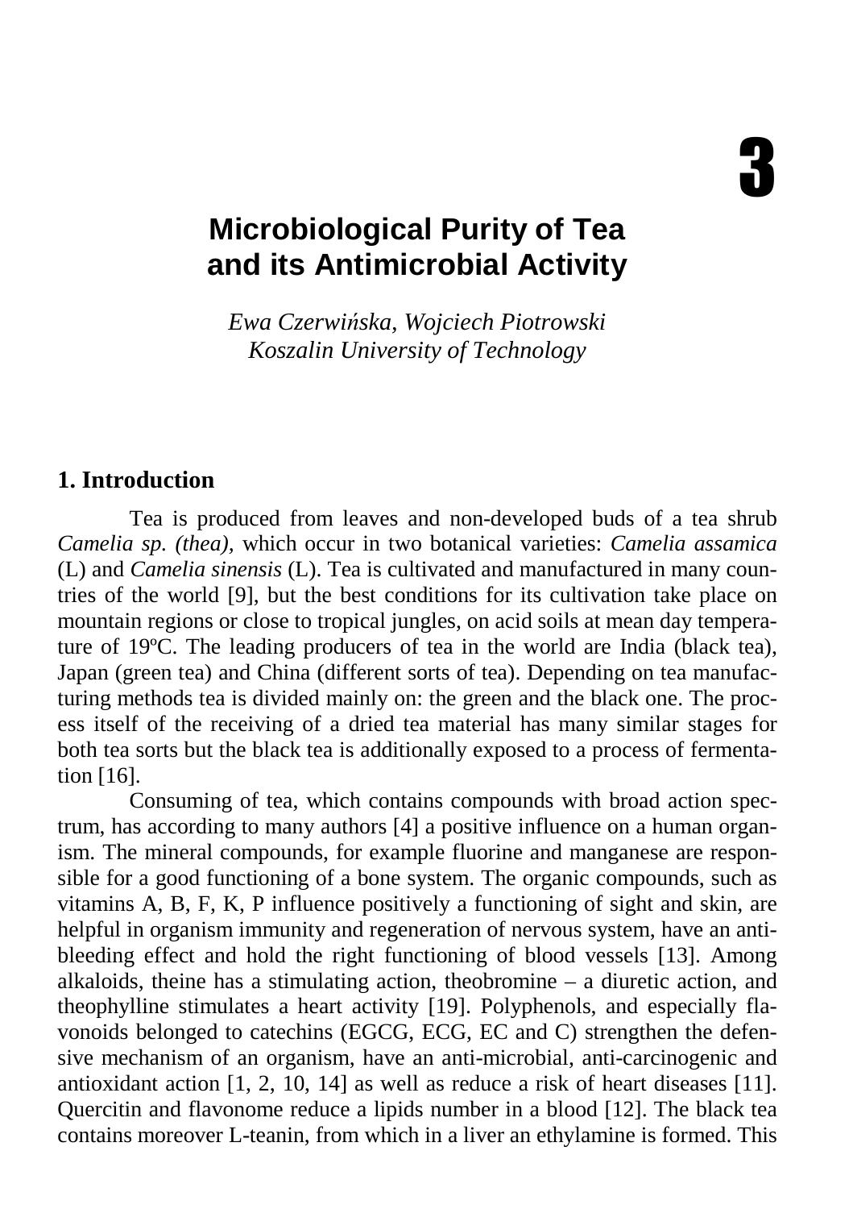3

# Microbiological Purity of Tea and its Antimicrobial Activity

*Ewa Czerwińska, Wojciech Piotrowski*
*Koszalin University of Technology*

## 1. Introduction

Tea is produced from leaves and non-developed buds of a tea shrub *Camelia sp. (thea)*, which occur in two botanical varieties: *Camelia assamica* (L) and *Camelia sinensis* (L). Tea is cultivated and manufactured in many countries of the world [9], but the best conditions for its cultivation take place on mountain regions or close to tropical jungles, on acid soils at mean day temperature of 19ºC. The leading producers of tea in the world are India (black tea), Japan (green tea) and China (different sorts of tea). Depending on tea manufacturing methods tea is divided mainly on: the green and the black one. The process itself of the receiving of a dried tea material has many similar stages for both tea sorts but the black tea is additionally exposed to a process of fermentation [16].

Consuming of tea, which contains compounds with broad action spectrum, has according to many authors [4] a positive influence on a human organism. The mineral compounds, for example fluorine and manganese are responsible for a good functioning of a bone system. The organic compounds, such as vitamins A, B, F, K, P influence positively a functioning of sight and skin, are helpful in organism immunity and regeneration of nervous system, have an anti-bleeding effect and hold the right functioning of blood vessels [13]. Among alkaloids, theine has a stimulating action, theobromine – a diuretic action, and theophylline stimulates a heart activity [19]. Polyphenols, and especially flavonoids belonged to catechins (EGCG, ECG, EC and C) strengthen the defensive mechanism of an organism, have an anti-microbial, anti-carcinogenic and antioxidant action [1, 2, 10, 14] as well as reduce a risk of heart diseases [11]. Quercitin and flavonome reduce a lipids number in a blood [12]. The black tea contains moreover L-teanin, from which in a liver an ethylamine is formed. This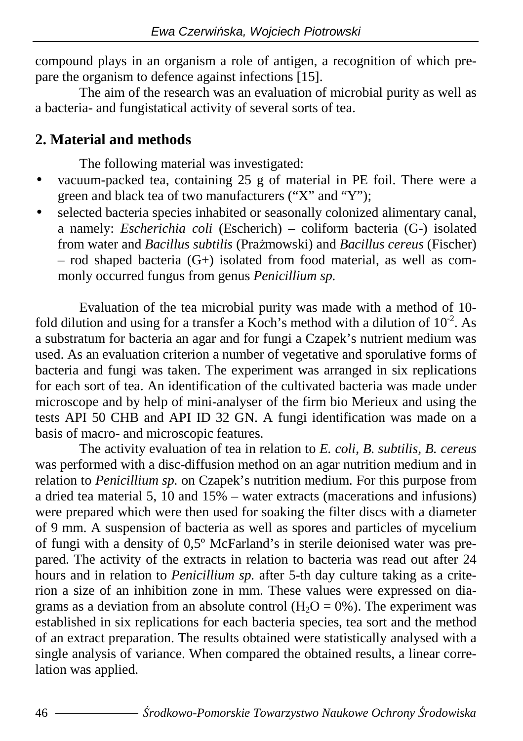compound plays in an organism a role of antigen, a recognition of which prepare the organism to defence against infections [15].

The aim of the research was an evaluation of microbial purity as well as a bacteria- and fungistatical activity of several sorts of tea.

## 2. Material and methods

The following material was investigated:

- vacuum-packed tea, containing 25 g of material in PE foil. There were a green and black tea of two manufacturers ("X" and "Y");
- selected bacteria species inhabited or seasonally colonized alimentary canal, a namely: *Escherichia coli* (Escherich) – coliform bacteria (G-) isolated from water and *Bacillus subtilis* (Prażmowski) and *Bacillus cereus* (Fischer) – rod shaped bacteria (G+) isolated from food material, as well as commonly occurred fungus from genus *Penicillium sp.*

Evaluation of the tea microbial purity was made with a method of 10-fold dilution and using for a transfer a Koch's method with a dilution of $10^{-2}$. As a substratum for bacteria an agar and for fungi a Czapek's nutrient medium was used. As an evaluation criterion a number of vegetative and sporulative forms of bacteria and fungi was taken. The experiment was arranged in six replications for each sort of tea. An identification of the cultivated bacteria was made under microscope and by help of mini-analyser of the firm bio Merieux and using the tests API 50 CHB and API ID 32 GN. A fungi identification was made on a basis of macro- and microscopic features.

The activity evaluation of tea in relation to *E. coli, B. subtilis, B. cereus* was performed with a disc-diffusion method on an agar nutrition medium and in relation to *Penicillium sp.* on Czapek's nutrition medium. For this purpose from a dried tea material 5, 10 and 15% – water extracts (macerations and infusions) were prepared which were then used for soaking the filter discs with a diameter of 9 mm. A suspension of bacteria as well as spores and particles of mycelium of fungi with a density of 0,5º McFarland's in sterile deionised water was prepared. The activity of the extracts in relation to bacteria was read out after 24 hours and in relation to *Penicillium sp.* after 5-th day culture taking as a criterion a size of an inhibition zone in mm. These values were expressed on diagrams as a deviation from an absolute control ($H_2O$ = 0%). The experiment was established in six replications for each bacteria species, tea sort and the method of an extract preparation. The results obtained were statistically analysed with a single analysis of variance. When compared the obtained results, a linear correlation was applied.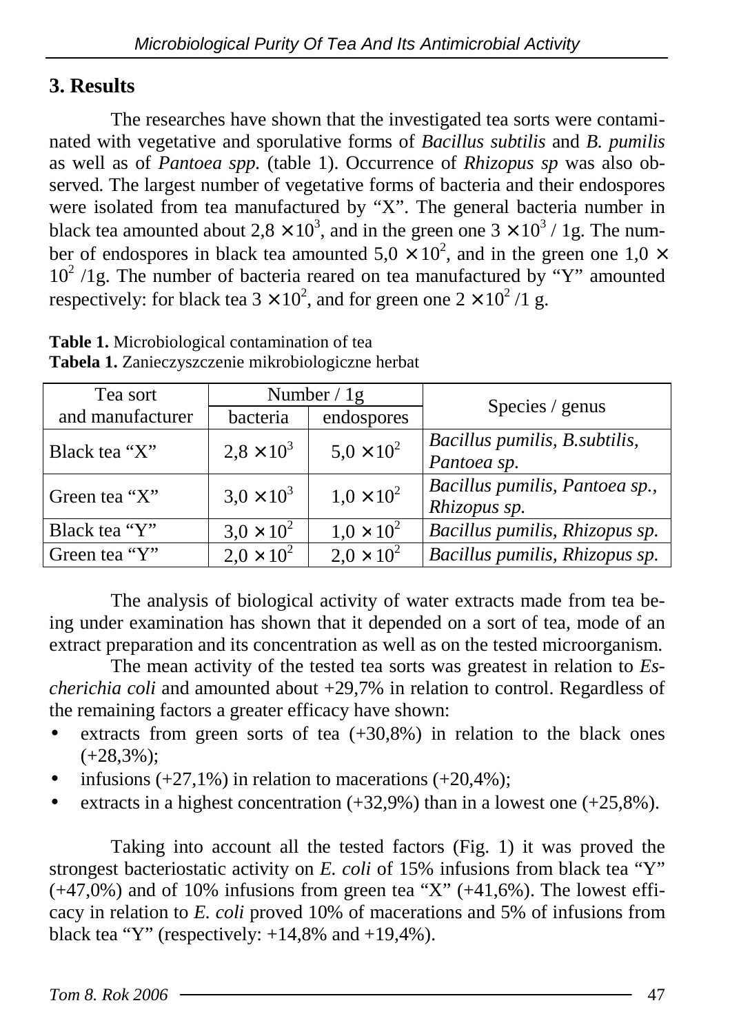## 3. Results

The researches have shown that the investigated tea sorts were contaminated with vegetative and sporulative forms of *Bacillus subtilis* and *B. pumilis* as well as of *Pantoea spp.* (table 1). Occurrence of *Rhizopus sp* was also observed. The largest number of vegetative forms of bacteria and their endospores were isolated from tea manufactured by "X". The general bacteria number in black tea amounted about $2{,}8 \times 10^3$, and in the green one $3 \times 10^3$ / 1g. The number of endospores in black tea amounted $5{,}0 \times 10^2$, and in the green one $1{,}0 \times 10^2$ /1g. The number of bacteria reared on tea manufactured by "Y" amounted respectively: for black tea $3 \times 10^2$, and for green one $2 \times 10^2$ /1 g.

**Table 1.** Microbiological contamination of tea
**Tabela 1.** Zanieczyszczenie mikrobiologiczne herbat

| Tea sort and manufacturer | Number / 1g | | Species / genus |
|---|---|---|---|
| | bacteria | endospores | |
| Black tea "X" | $2{,}8 \times 10^3$ | $5{,}0 \times 10^2$ | *Bacillus pumilis, B.subtilis, Pantoea sp.* |
| Green tea "X" | $3{,}0 \times 10^3$ | $1{,}0 \times 10^2$ | *Bacillus pumilis, Pantoea sp., Rhizopus sp.* |
| Black tea "Y" | $3{,}0 \times 10^2$ | $1{,}0 \times 10^2$ | *Bacillus pumilis, Rhizopus sp.* |
| Green tea "Y" | $2{,}0 \times 10^2$ | $2{,}0 \times 10^2$ | *Bacillus pumilis, Rhizopus sp.* |

The analysis of biological activity of water extracts made from tea being under examination has shown that it depended on a sort of tea, mode of an extract preparation and its concentration as well as on the tested microorganism.

The mean activity of the tested tea sorts was greatest in relation to *Escherichia coli* and amounted about +29,7% in relation to control. Regardless of the remaining factors a greater efficacy have shown:

- extracts from green sorts of tea (+30,8%) in relation to the black ones (+28,3%);
- infusions (+27,1%) in relation to macerations (+20,4%);
- extracts in a highest concentration (+32,9%) than in a lowest one (+25,8%).

Taking into account all the tested factors (Fig. 1) it was proved the strongest bacteriostatic activity on *E. coli* of 15% infusions from black tea "Y" (+47,0%) and of 10% infusions from green tea "X" (+41,6%). The lowest efficacy in relation to *E. coli* proved 10% of macerations and 5% of infusions from black tea "Y" (respectively: +14,8% and +19,4%).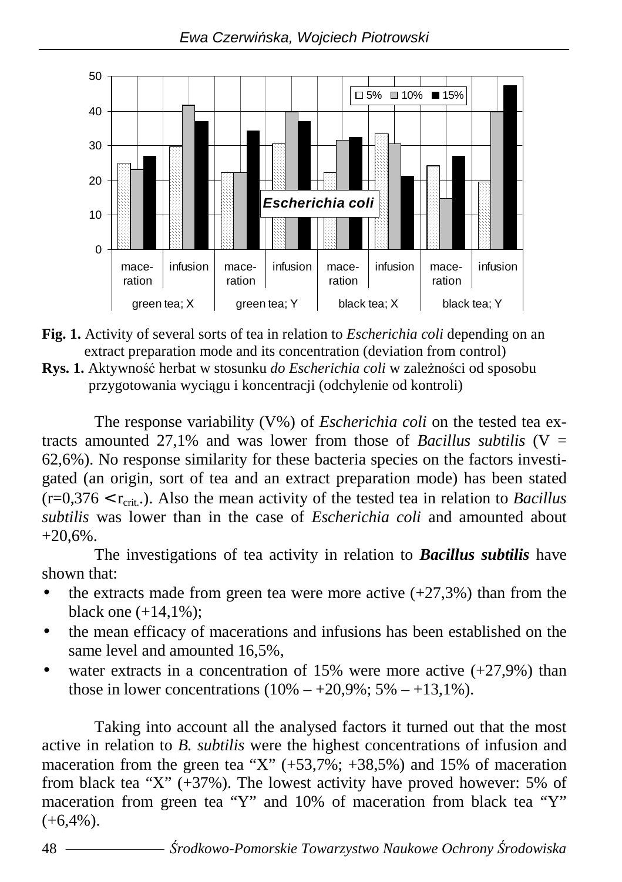**Fig. 1.** Activity of several sorts of tea in relation to *Escherichia coli* depending on an extract preparation mode and its concentration (deviation from control)

**Rys. 1.** Aktywność herbat w stosunku *do Escherichia coli* w zależności od sposobu przygotowania wyciągu i koncentracji (odchylenie od kontroli)

The response variability (V%) of *Escherichia coli* on the tested tea extracts amounted 27,1% and was lower from those of *Bacillus subtilis* (V = 62,6%). No response similarity for these bacteria species on the factors investigated (an origin, sort of tea and an extract preparation mode) has been stated ($r=0,376 < r_{crit.}$). Also the mean activity of the tested tea in relation to *Bacillus subtilis* was lower than in the case of *Escherichia coli* and amounted about +20,6%.

The investigations of tea activity in relation to ***Bacillus subtilis*** have shown that:

- the extracts made from green tea were more active (+27,3%) than from the black one (+14,1%);
- the mean efficacy of macerations and infusions has been established on the same level and amounted 16,5%,
- water extracts in a concentration of 15% were more active (+27,9%) than those in lower concentrations (10% – +20,9%; 5% – +13,1%).

Taking into account all the analysed factors it turned out that the most active in relation to *B. subtilis* were the highest concentrations of infusion and maceration from the green tea "X" (+53,7%; +38,5%) and 15% of maceration from black tea "X" (+37%). The lowest activity have proved however: 5% of maceration from green tea "Y" and 10% of maceration from black tea "Y" (+6,4%).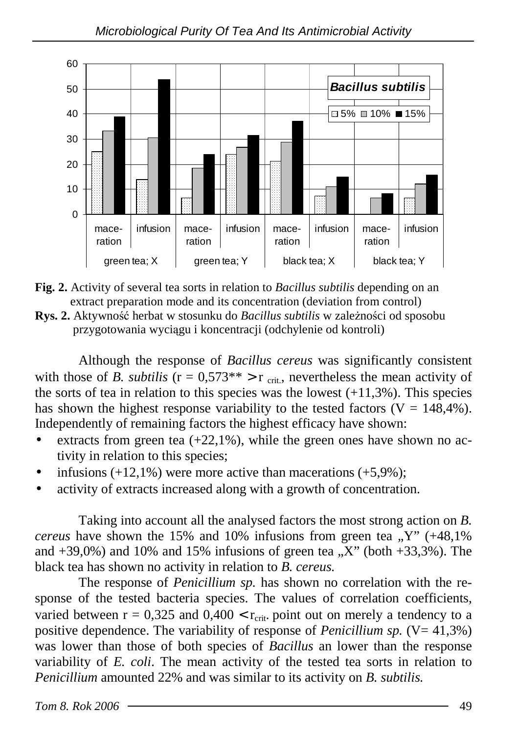**Fig. 2.** Activity of several tea sorts in relation to *Bacillus subtilis* depending on an extract preparation mode and its concentration (deviation from control)

**Rys. 2.** Aktywność herbat w stosunku do *Bacillus subtilis* w zależności od sposobu przygotowania wyciągu i koncentracji (odchylenie od kontroli)

Although the response of *Bacillus cereus* was significantly consistent with those of *B. subtilis* ($r = 0{,}573^{**} > r_{crit.}$, nevertheless the mean activity of the sorts of tea in relation to this species was the lowest (+11,3%). This species has shown the highest response variability to the tested factors (V = 148,4%). Independently of remaining factors the highest efficacy have shown:

- extracts from green tea (+22,1%), while the green ones have shown no activity in relation to this species;
- infusions (+12,1%) were more active than macerations (+5,9%);
- activity of extracts increased along with a growth of concentration.

Taking into account all the analysed factors the most strong action on *B. cereus* have shown the 15% and 10% infusions from green tea „Y" (+48,1% and +39,0%) and 10% and 15% infusions of green tea „X" (both +33,3%). The black tea has shown no activity in relation to *B. cereus.*

The response of *Penicillium sp.* has shown no correlation with the response of the tested bacteria species. The values of correlation coefficients, varied between $r = 0{,}325$ and $0{,}400 < r_{crit}$. point out on merely a tendency to a positive dependence. The variability of response of *Penicillium sp.* (V= 41,3%) was lower than those of both species of *Bacillus* an lower than the response variability of *E. coli*. The mean activity of the tested tea sorts in relation to *Penicillium* amounted 22% and was similar to its activity on *B. subtilis.*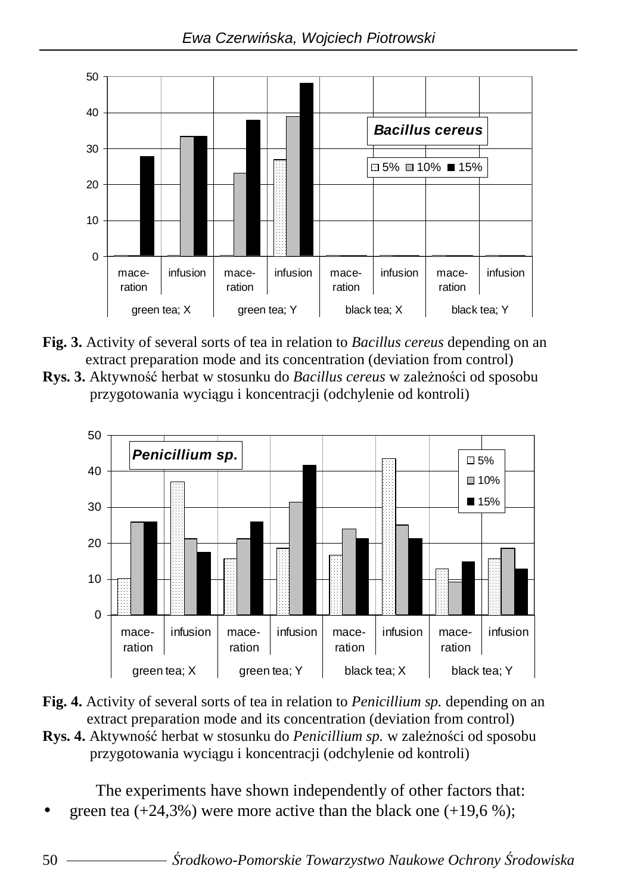**Fig. 3.** Activity of several sorts of tea in relation to *Bacillus cereus* depending on an extract preparation mode and its concentration (deviation from control)

**Rys. 3.** Aktywność herbat w stosunku do *Bacillus cereus* w zależności od sposobu przygotowania wyciągu i koncentracji (odchylenie od kontroli)

**Fig. 4.** Activity of several sorts of tea in relation to *Penicillium sp.* depending on an extract preparation mode and its concentration (deviation from control)

**Rys. 4.** Aktywność herbat w stosunku do *Penicillium sp.* w zależności od sposobu przygotowania wyciągu i koncentracji (odchylenie od kontroli)

The experiments have shown independently of other factors that:

- green tea (+24,3%) were more active than the black one (+19,6 %);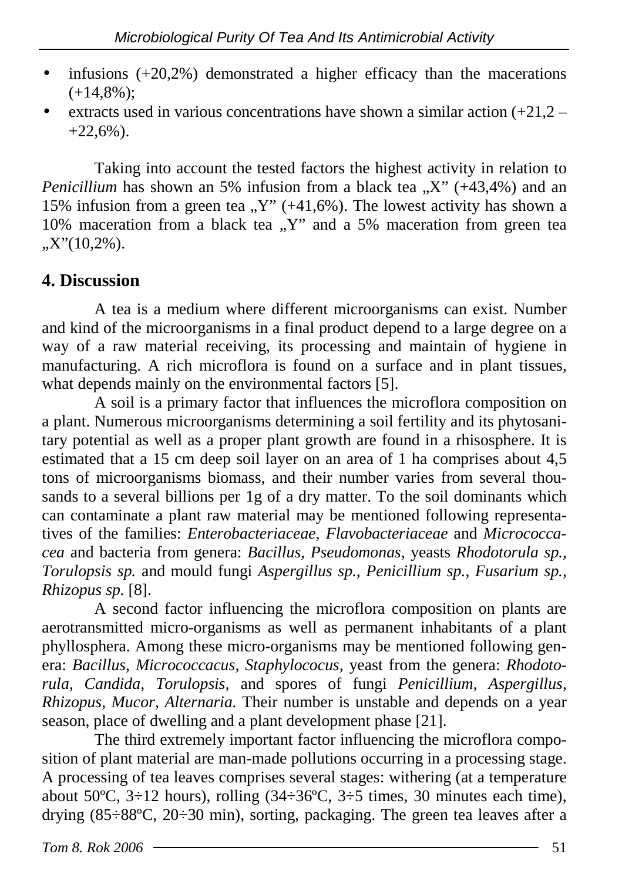- infusions (+20,2%) demonstrated a higher efficacy than the macerations (+14,8%);
- extracts used in various concentrations have shown a similar action (+21,2 – +22,6%).

Taking into account the tested factors the highest activity in relation to *Penicillium* has shown an 5% infusion from a black tea „X" (+43,4%) and an 15% infusion from a green tea „Y" (+41,6%). The lowest activity has shown a 10% maceration from a black tea „Y" and a 5% maceration from green tea „X"(10,2%).

## 4. Discussion

A tea is a medium where different microorganisms can exist. Number and kind of the microorganisms in a final product depend to a large degree on a way of a raw material receiving, its processing and maintain of hygiene in manufacturing. A rich microflora is found on a surface and in plant tissues, what depends mainly on the environmental factors [5].

A soil is a primary factor that influences the microflora composition on a plant. Numerous microorganisms determining a soil fertility and its phytosanitary potential as well as a proper plant growth are found in a rhisosphere. It is estimated that a 15 cm deep soil layer on an area of 1 ha comprises about 4,5 tons of microorganisms biomass, and their number varies from several thousands to a several billions per 1g of a dry matter. To the soil dominants which can contaminate a plant raw material may be mentioned following representatives of the families: *Enterobacteriaceae*, *Flavobacteriaceae* and *Micrococcacea* and bacteria from genera: *Bacillus*, *Pseudomonas,* yeasts *Rhodotorula sp., Torulopsis sp.* and mould fungi *Aspergillus sp., Penicillium sp., Fusarium sp., Rhizopus sp.* [8].

A second factor influencing the microflora composition on plants are aerotransmitted micro-organisms as well as permanent inhabitants of a plant phyllosphera. Among these micro-organisms may be mentioned following genera: *Bacillus, Micrococcacus, Staphylococus*, yeast from the genera: *Rhodotorula, Candida, Torulopsis*, and spores of fungi *Penicillium, Aspergillus, Rhizopus, Mucor, Alternaria.* Their number is unstable and depends on a year season, place of dwelling and a plant development phase [21].

The third extremely important factor influencing the microflora composition of plant material are man-made pollutions occurring in a processing stage. A processing of tea leaves comprises several stages: withering (at a temperature about 50ºC, 3÷12 hours), rolling (34÷36ºC, 3÷5 times, 30 minutes each time), drying (85÷88ºC, 20÷30 min), sorting, packaging. The green tea leaves after a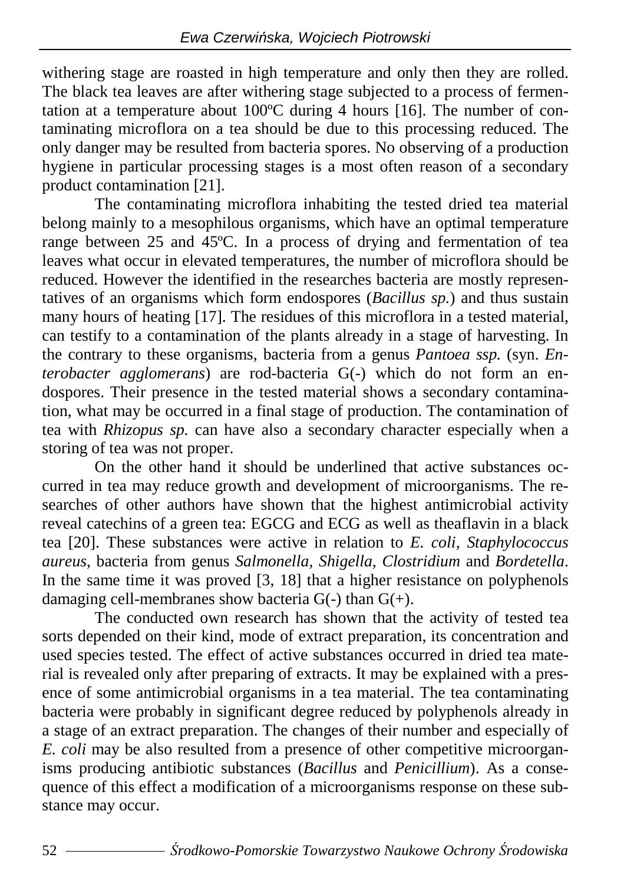withering stage are roasted in high temperature and only then they are rolled. The black tea leaves are after withering stage subjected to a process of fermentation at a temperature about 100ºC during 4 hours [16]. The number of contaminating microflora on a tea should be due to this processing reduced. The only danger may be resulted from bacteria spores. No observing of a production hygiene in particular processing stages is a most often reason of a secondary product contamination [21].

The contaminating microflora inhabiting the tested dried tea material belong mainly to a mesophilous organisms, which have an optimal temperature range between 25 and 45ºC. In a process of drying and fermentation of tea leaves what occur in elevated temperatures, the number of microflora should be reduced. However the identified in the researches bacteria are mostly representatives of an organisms which form endospores (*Bacillus sp.*) and thus sustain many hours of heating [17]. The residues of this microflora in a tested material, can testify to a contamination of the plants already in a stage of harvesting. In the contrary to these organisms, bacteria from a genus *Pantoea ssp.* (syn. *Enterobacter agglomerans*) are rod-bacteria G(-) which do not form an endospores. Their presence in the tested material shows a secondary contamination, what may be occurred in a final stage of production. The contamination of tea with *Rhizopus sp.* can have also a secondary character especially when a storing of tea was not proper.

On the other hand it should be underlined that active substances occurred in tea may reduce growth and development of microorganisms. The researches of other authors have shown that the highest antimicrobial activity reveal catechins of a green tea: EGCG and ECG as well as theaflavin in a black tea [20]. These substances were active in relation to *E. coli, Staphylococcus aureus,* bacteria from genus *Salmonella, Shigella, Clostridium* and *Bordetella*. In the same time it was proved [3, 18] that a higher resistance on polyphenols damaging cell-membranes show bacteria G(-) than G(+).

The conducted own research has shown that the activity of tested tea sorts depended on their kind, mode of extract preparation, its concentration and used species tested. The effect of active substances occurred in dried tea material is revealed only after preparing of extracts. It may be explained with a presence of some antimicrobial organisms in a tea material. The tea contaminating bacteria were probably in significant degree reduced by polyphenols already in a stage of an extract preparation. The changes of their number and especially of *E. coli* may be also resulted from a presence of other competitive microorganisms producing antibiotic substances (*Bacillus* and *Penicillium*). As a consequence of this effect a modification of a microorganisms response on these substance may occur.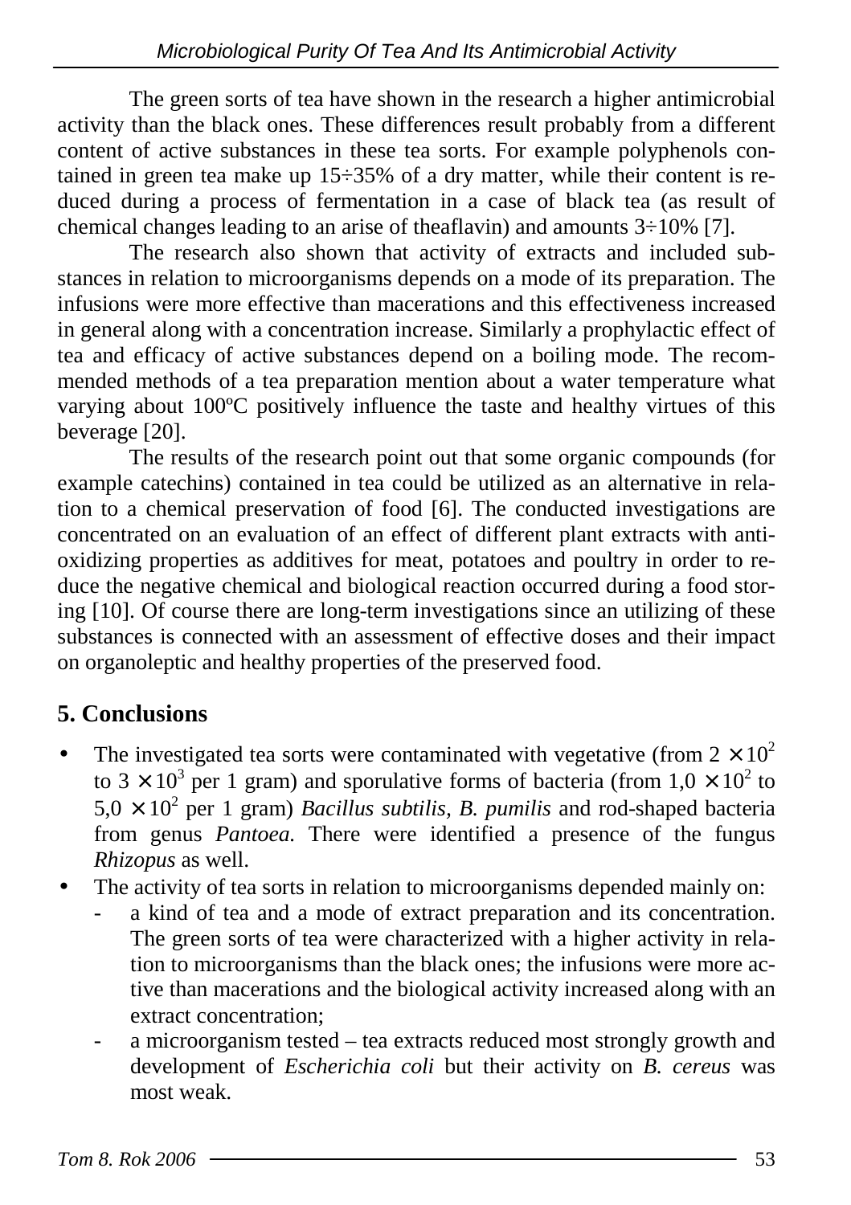The green sorts of tea have shown in the research a higher antimicrobial activity than the black ones. These differences result probably from a different content of active substances in these tea sorts. For example polyphenols contained in green tea make up 15÷35% of a dry matter, while their content is reduced during a process of fermentation in a case of black tea (as result of chemical changes leading to an arise of theaflavin) and amounts 3÷10% [7].

The research also shown that activity of extracts and included substances in relation to microorganisms depends on a mode of its preparation. The infusions were more effective than macerations and this effectiveness increased in general along with a concentration increase. Similarly a prophylactic effect of tea and efficacy of active substances depend on a boiling mode. The recommended methods of a tea preparation mention about a water temperature what varying about 100ºC positively influence the taste and healthy virtues of this beverage [20].

The results of the research point out that some organic compounds (for example catechins) contained in tea could be utilized as an alternative in relation to a chemical preservation of food [6]. The conducted investigations are concentrated on an evaluation of an effect of different plant extracts with antioxidizing properties as additives for meat, potatoes and poultry in order to reduce the negative chemical and biological reaction occurred during a food storing [10]. Of course there are long-term investigations since an utilizing of these substances is connected with an assessment of effective doses and their impact on organoleptic and healthy properties of the preserved food.

## 5. Conclusions

- The investigated tea sorts were contaminated with vegetative (from $2 \times 10^2$ to $3 \times 10^3$ per 1 gram) and sporulative forms of bacteria (from $1{,}0 \times 10^2$ to $5{,}0 \times 10^2$ per 1 gram) *Bacillus subtilis, B. pumilis* and rod-shaped bacteria from genus *Pantoea*. There were identified a presence of the fungus *Rhizopus* as well.
- The activity of tea sorts in relation to microorganisms depended mainly on:
  - a kind of tea and a mode of extract preparation and its concentration. The green sorts of tea were characterized with a higher activity in relation to microorganisms than the black ones; the infusions were more active than macerations and the biological activity increased along with an extract concentration;
  - a microorganism tested – tea extracts reduced most strongly growth and development of *Escherichia coli* but their activity on *B. cereus* was most weak.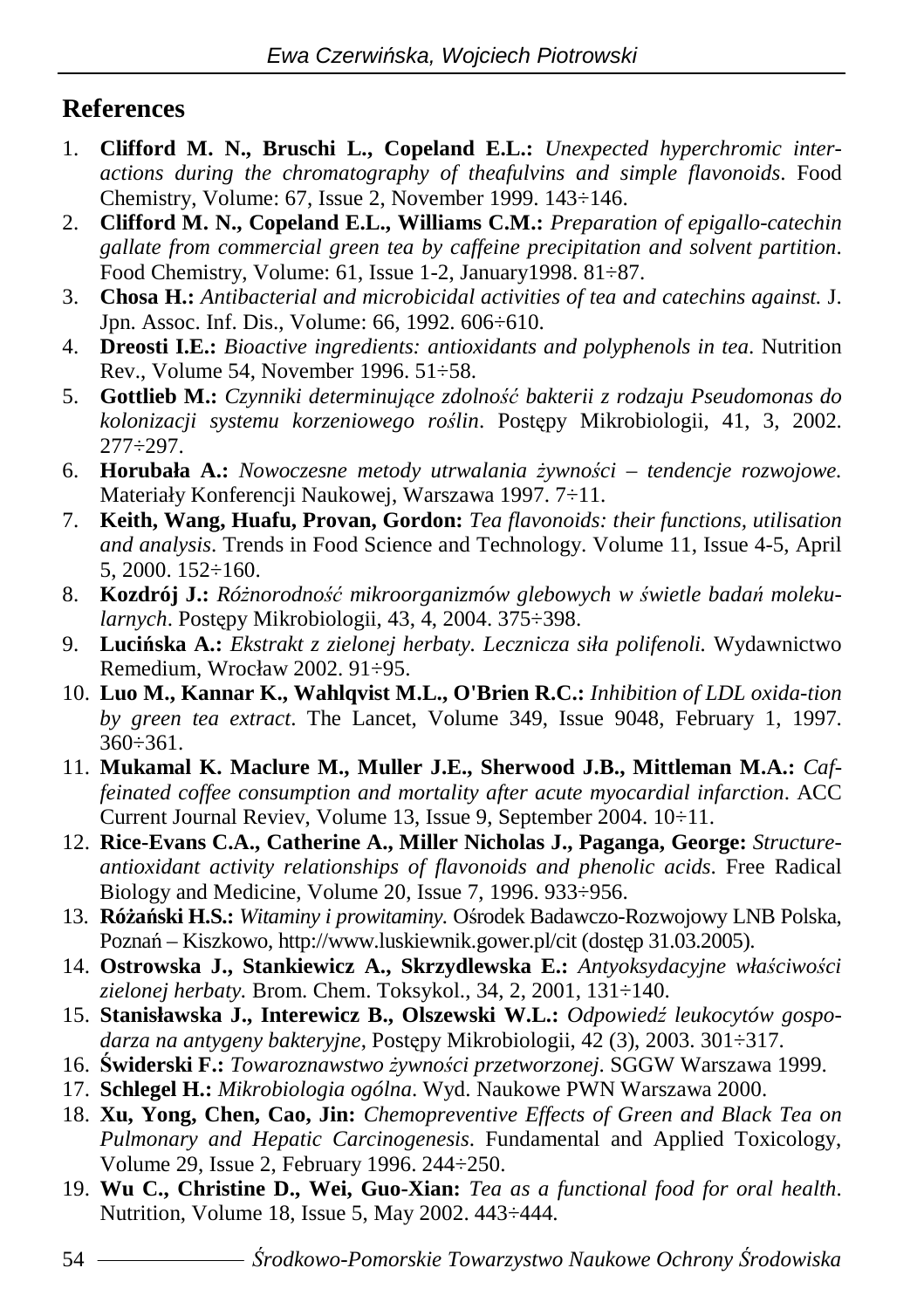## References

1. **Clifford M. N., Bruschi L., Copeland E.L.:** *Unexpected hyperchromic interactions during the chromatography of theafulvins and simple flavonoids*. Food Chemistry, Volume: 67, Issue 2, November 1999. 143÷146.
2. **Clifford M. N., Copeland E.L., Williams C.M.:** *Preparation of epigallo-catechin gallate from commercial green tea by caffeine precipitation and solvent partition*. Food Chemistry, Volume: 61, Issue 1-2, January1998. 81÷87.
3. **Chosa H.:** *Antibacterial and microbicidal activities of tea and catechins against.* J. Jpn. Assoc. Inf. Dis., Volume: 66, 1992. 606÷610.
4. **Dreosti I.E.:** *Bioactive ingredients: antioxidants and polyphenols in tea*. Nutrition Rev., Volume 54, November 1996. 51÷58.
5. **Gottlieb M.:** *Czynniki determinujące zdolność bakterii z rodzaju Pseudomonas do kolonizacji systemu korzeniowego roślin*. Postępy Mikrobiologii, 41, 3, 2002. 277÷297.
6. **Horubała A.:** *Nowoczesne metody utrwalania żywności – tendencje rozwojowe.* Materiały Konferencji Naukowej, Warszawa 1997. 7÷11.
7. **Keith, Wang, Huafu, Provan, Gordon:** *Tea flavonoids: their functions, utilisation and analysis*. Trends in Food Science and Technology. Volume 11, Issue 4-5, April 5, 2000. 152÷160.
8. **Kozdrój J.:** *Różnorodność mikroorganizmów glebowych w świetle badań molekularnych*. Postępy Mikrobiologii, 43, 4, 2004. 375÷398.
9. **Lucińska A.:** *Ekstrakt z zielonej herbaty. Lecznicza siła polifenoli.* Wydawnictwo Remedium, Wrocław 2002. 91÷95.
10. **Luo M., Kannar K., Wahlqvist M.L., O'Brien R.C.:** *Inhibition of LDL oxida-tion by green tea extract*. The Lancet, Volume 349, Issue 9048, February 1, 1997. 360÷361.
11. **Mukamal K. Maclure M., Muller J.E., Sherwood J.B., Mittleman M.A.:** *Caffeinated coffee consumption and mortality after acute myocardial infarction*. ACC Current Journal Reviev, Volume 13, Issue 9, September 2004. 10÷11.
12. **Rice-Evans C.A., Catherine A., Miller Nicholas J., Paganga, George:** *Structure-antioxidant activity relationships of flavonoids and phenolic acids*. Free Radical Biology and Medicine, Volume 20, Issue 7, 1996. 933÷956.
13. **Różański H.S.:** *Witaminy i prowitaminy.* Ośrodek Badawczo-Rozwojowy LNB Polska, Poznań – Kiszkowo, http://www.luskiewnik.gower.pl/cit (dostęp 31.03.2005).
14. **Ostrowska J., Stankiewicz A., Skrzydlewska E.:** *Antyoksydacyjne właściwości zielonej herbaty.* Brom. Chem. Toksykol., 34, 2, 2001, 131÷140.
15. **Stanisławska J., Interewicz B., Olszewski W.L.:** *Odpowiedź leukocytów gospodarza na antygeny bakteryjne*, Postępy Mikrobiologii, 42 (3), 2003. 301÷317.
16. **Świderski F.:** *Towaroznawstwo żywności przetworzonej*. SGGW Warszawa 1999.
17. **Schlegel H.:** *Mikrobiologia ogólna*. Wyd. Naukowe PWN Warszawa 2000.
18. **Xu, Yong, Chen, Cao, Jin:** *Chemopreventive Effects of Green and Black Tea on Pulmonary and Hepatic Carcinogenesis*. Fundamental and Applied Toxicology, Volume 29, Issue 2, February 1996. 244÷250.
19. **Wu C., Christine D., Wei, Guo-Xian:** *Tea as a functional food for oral health*. Nutrition, Volume 18, Issue 5, May 2002. 443÷444.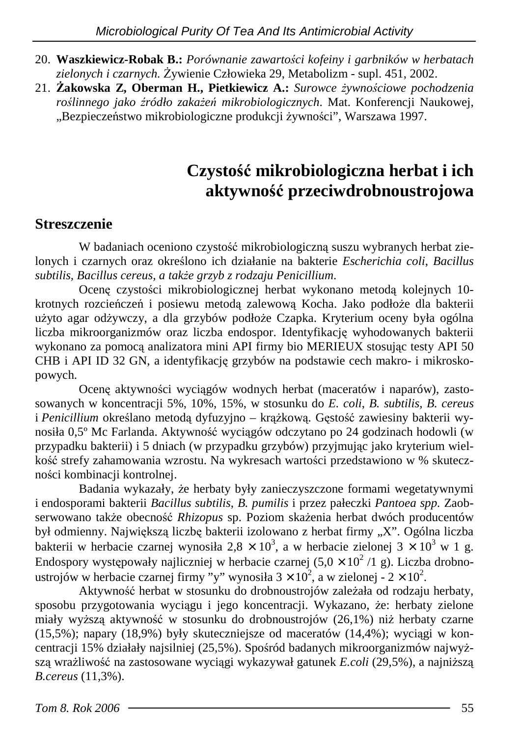20. **Waszkiewicz-Robak B.:** *Porównanie zawartości kofeiny i garbników w herbatach zielonych i czarnych.* Żywienie Człowieka 29, Metabolizm - supl. 451, 2002.
21. **Żakowska Z, Oberman H., Pietkiewicz A.:** *Surowce żywnościowe pochodzenia roślinnego jako źródło zakażeń mikrobiologicznych*. Mat. Konferencji Naukowej, „Bezpieczeństwo mikrobiologiczne produkcji żywności", Warszawa 1997.

# Czystość mikrobiologiczna herbat i ich aktywność przeciwdrobnoustrojowa

## Streszczenie

W badaniach oceniono czystość mikrobiologiczną suszu wybranych herbat zielonych i czarnych oraz określono ich działanie na bakterie *Escherichia coli*, *Bacillus subtilis, Bacillus cereus, a także grzyb z rodzaju Penicillium*.

Ocenę czystości mikrobiologicznej herbat wykonano metodą kolejnych 10-krotnych rozcieńczeń i posiewu metodą zalewową Kocha. Jako podłoże dla bakterii użyto agar odżywczy, a dla grzybów podłoże Czapka. Kryterium oceny była ogólna liczba mikroorganizmów oraz liczba endospor. Identyfikację wyhodowanych bakterii wykonano za pomocą analizatora mini API firmy bio MERIEUX stosując testy API 50 CHB i API ID 32 GN, a identyfikację grzybów na podstawie cech makro- i mikroskopowych.

Ocenę aktywności wyciągów wodnych herbat (maceratów i naparów), zastosowanych w koncentracji 5%, 10%, 15%, w stosunku do *E. coli*, *B. subtilis, B. cereus* i *Penicillium* określano metodą dyfuzyjno – krążkową. Gęstość zawiesiny bakterii wynosiła 0,5º Mc Farlanda. Aktywność wyciągów odczytano po 24 godzinach hodowli (w przypadku bakterii) i 5 dniach (w przypadku grzybów) przyjmując jako kryterium wielkość strefy zahamowania wzrostu. Na wykresach wartości przedstawiono w % skuteczności kombinacji kontrolnej.

Badania wykazały, że herbaty były zanieczyszczone formami wegetatywnymi i endosporami bakterii *Bacillus subtilis*, *B. pumilis* i przez pałeczki *Pantoea spp*. Zaobserwowano także obecność *Rhizopus* sp. Poziom skażenia herbat dwóch producentów był odmienny. Największą liczbę bakterii izolowano z herbat firmy „X". Ogólna liczba bakterii w herbacie czarnej wynosiła $2{,}8 \times 10^3$, a w herbacie zielonej $3 \times 10^3$ w 1 g. Endospory występowały najliczniej w herbacie czarnej ($5{,}0 \times 10^2$ /1 g). Liczba drobnoustrojów w herbacie czarnej firmy "y" wynosiła $3 \times 10^2$, a w zielonej - $2 \times 10^2$.

Aktywność herbat w stosunku do drobnoustrojów zależała od rodzaju herbaty, sposobu przygotowania wyciągu i jego koncentracji. Wykazano, że: herbaty zielone miały wyższą aktywność w stosunku do drobnoustrojów (26,1%) niż herbaty czarne (15,5%); napary (18,9%) były skuteczniejsze od maceratów (14,4%); wyciągi w koncentracji 15% działały najsilniej (25,5%). Spośród badanych mikroorganizmów najwyższą wrażliwość na zastosowane wyciągi wykazywał gatunek *E.coli* (29,5%), a najniższą *B.cereus* (11,3%).